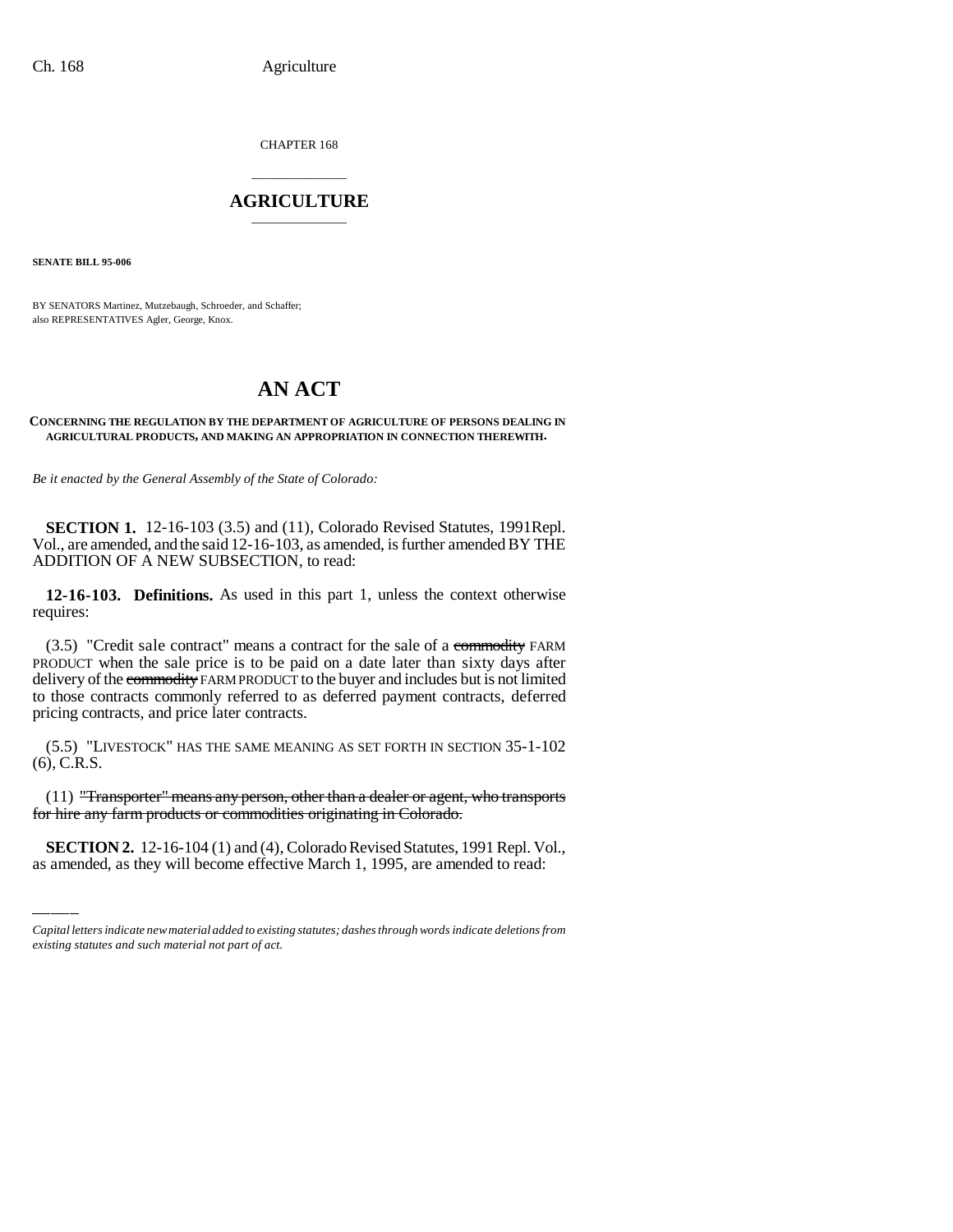CHAPTER 168

# AGRICULTURE

**SENATE BILL 95-006**

BY SENATORS Martinez, Mutzebaugh, Schroeder, and Schaffer;
also REPRESENTATIVES Agler, George, Knox.

# AN ACT

**CONCERNING THE REGULATION BY THE DEPARTMENT OF AGRICULTURE OF PERSONS DEALING IN AGRICULTURAL PRODUCTS, AND MAKING AN APPROPRIATION IN CONNECTION THEREWITH.**

*Be it enacted by the General Assembly of the State of Colorado:*

**SECTION 1.** 12-16-103 (3.5) and (11), Colorado Revised Statutes, 1991Repl. Vol., are amended, and the said 12-16-103, as amended, is further amended BY THE ADDITION OF A NEW SUBSECTION, to read:

**12-16-103. Definitions.** As used in this part 1, unless the context otherwise requires:

(3.5) "Credit sale contract" means a contract for the sale of a ~~commodity~~ FARM PRODUCT when the sale price is to be paid on a date later than sixty days after delivery of the ~~commodity~~ FARM PRODUCT to the buyer and includes but is not limited to those contracts commonly referred to as deferred payment contracts, deferred pricing contracts, and price later contracts.

(5.5) "LIVESTOCK" HAS THE SAME MEANING AS SET FORTH IN SECTION 35-1-102 (6), C.R.S.

(11) ~~"Transporter" means any person, other than a dealer or agent, who transports for hire any farm products or commodities originating in Colorado.~~

**SECTION 2.** 12-16-104 (1) and (4), Colorado Revised Statutes, 1991 Repl. Vol., as amended, as they will become effective March 1, 1995, are amended to read:

*Capital letters indicate new material added to existing statutes; dashes through words indicate deletions from existing statutes and such material not part of act.*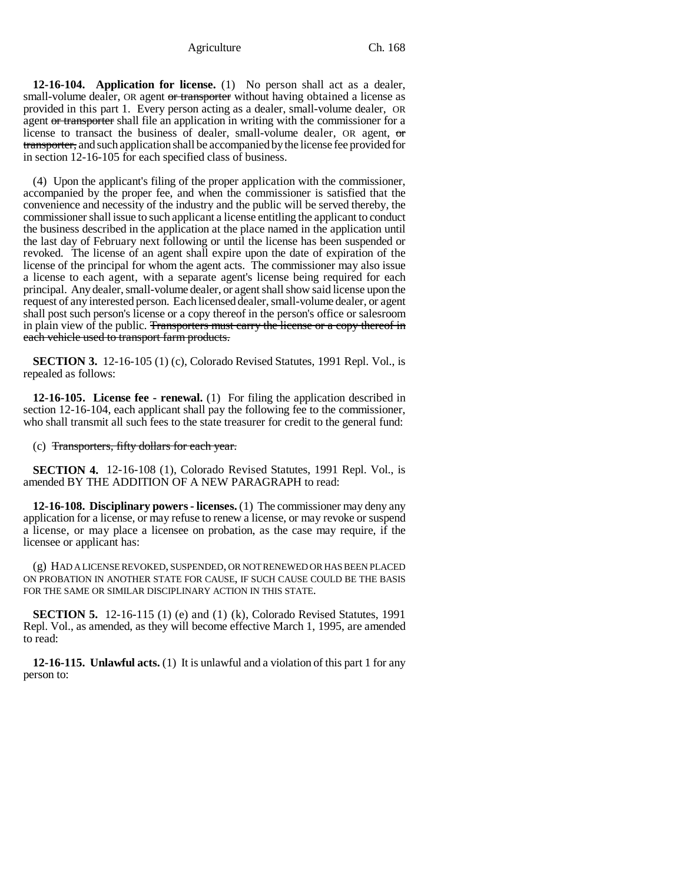**12-16-104. Application for license.** (1) No person shall act as a dealer, small-volume dealer, OR agent ~~or transporter~~ without having obtained a license as provided in this part 1. Every person acting as a dealer, small-volume dealer, OR agent ~~or transporter~~ shall file an application in writing with the commissioner for a license to transact the business of dealer, small-volume dealer, OR agent, ~~or transporter,~~ and such application shall be accompanied by the license fee provided for in section 12-16-105 for each specified class of business.

(4) Upon the applicant's filing of the proper application with the commissioner, accompanied by the proper fee, and when the commissioner is satisfied that the convenience and necessity of the industry and the public will be served thereby, the commissioner shall issue to such applicant a license entitling the applicant to conduct the business described in the application at the place named in the application until the last day of February next following or until the license has been suspended or revoked. The license of an agent shall expire upon the date of expiration of the license of the principal for whom the agent acts. The commissioner may also issue a license to each agent, with a separate agent's license being required for each principal. Any dealer, small-volume dealer, or agent shall show said license upon the request of any interested person. Each licensed dealer, small-volume dealer, or agent shall post such person's license or a copy thereof in the person's office or salesroom in plain view of the public. ~~Transporters must carry the license or a copy thereof in each vehicle used to transport farm products.~~

**SECTION 3.** 12-16-105 (1) (c), Colorado Revised Statutes, 1991 Repl. Vol., is repealed as follows:

**12-16-105. License fee - renewal.** (1) For filing the application described in section 12-16-104, each applicant shall pay the following fee to the commissioner, who shall transmit all such fees to the state treasurer for credit to the general fund:

(c) ~~Transporters, fifty dollars for each year.~~

**SECTION 4.** 12-16-108 (1), Colorado Revised Statutes, 1991 Repl. Vol., is amended BY THE ADDITION OF A NEW PARAGRAPH to read:

**12-16-108. Disciplinary powers - licenses.** (1) The commissioner may deny any application for a license, or may refuse to renew a license, or may revoke or suspend a license, or may place a licensee on probation, as the case may require, if the licensee or applicant has:

(g) HAD A LICENSE REVOKED, SUSPENDED, OR NOT RENEWED OR HAS BEEN PLACED ON PROBATION IN ANOTHER STATE FOR CAUSE, IF SUCH CAUSE COULD BE THE BASIS FOR THE SAME OR SIMILAR DISCIPLINARY ACTION IN THIS STATE.

**SECTION 5.** 12-16-115 (1) (e) and (1) (k), Colorado Revised Statutes, 1991 Repl. Vol., as amended, as they will become effective March 1, 1995, are amended to read:

**12-16-115. Unlawful acts.** (1) It is unlawful and a violation of this part 1 for any person to: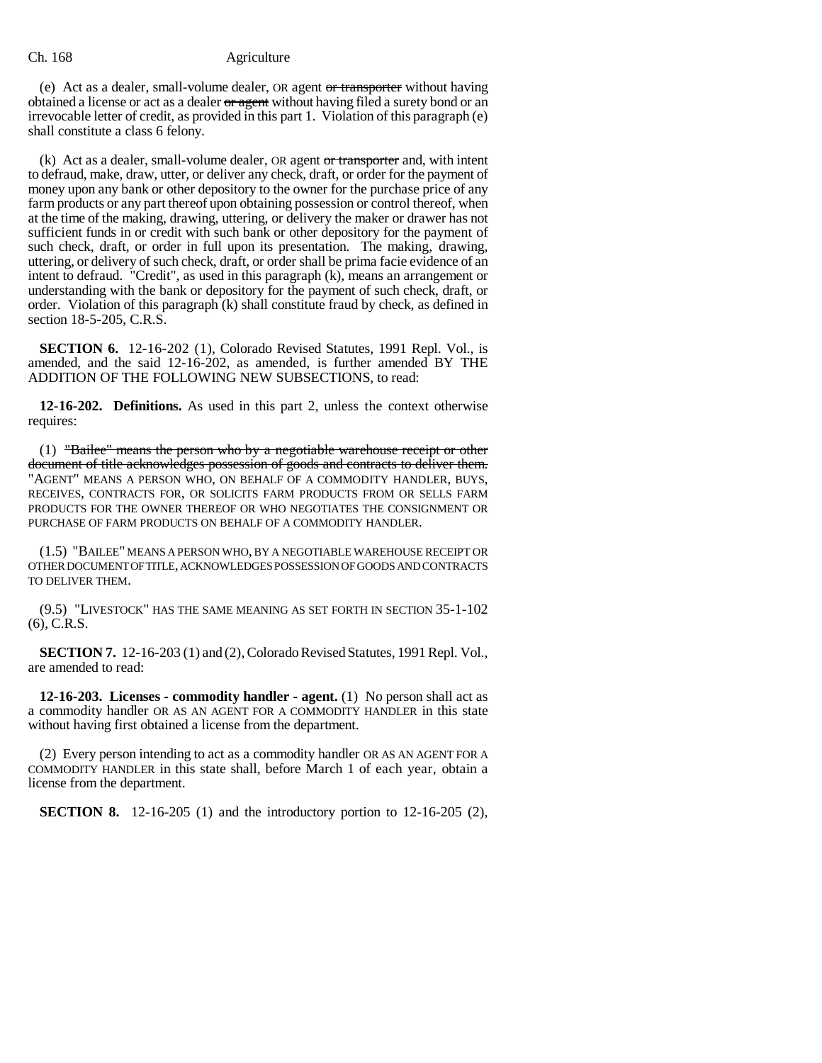(e) Act as a dealer, small-volume dealer, OR agent ~~or transporter~~ without having obtained a license or act as a dealer ~~or agent~~ without having filed a surety bond or an irrevocable letter of credit, as provided in this part 1. Violation of this paragraph (e) shall constitute a class 6 felony.

(k) Act as a dealer, small-volume dealer, OR agent ~~or transporter~~ and, with intent to defraud, make, draw, utter, or deliver any check, draft, or order for the payment of money upon any bank or other depository to the owner for the purchase price of any farm products or any part thereof upon obtaining possession or control thereof, when at the time of the making, drawing, uttering, or delivery the maker or drawer has not sufficient funds in or credit with such bank or other depository for the payment of such check, draft, or order in full upon its presentation. The making, drawing, uttering, or delivery of such check, draft, or order shall be prima facie evidence of an intent to defraud. "Credit", as used in this paragraph (k), means an arrangement or understanding with the bank or depository for the payment of such check, draft, or order. Violation of this paragraph (k) shall constitute fraud by check, as defined in section 18-5-205, C.R.S.

**SECTION 6.** 12-16-202 (1), Colorado Revised Statutes, 1991 Repl. Vol., is amended, and the said 12-16-202, as amended, is further amended BY THE ADDITION OF THE FOLLOWING NEW SUBSECTIONS, to read:

**12-16-202. Definitions.** As used in this part 2, unless the context otherwise requires:

(1) ~~"Bailee" means the person who by a negotiable warehouse receipt or other document of title acknowledges possession of goods and contracts to deliver them.~~ "AGENT" MEANS A PERSON WHO, ON BEHALF OF A COMMODITY HANDLER, BUYS, RECEIVES, CONTRACTS FOR, OR SOLICITS FARM PRODUCTS FROM OR SELLS FARM PRODUCTS FOR THE OWNER THEREOF OR WHO NEGOTIATES THE CONSIGNMENT OR PURCHASE OF FARM PRODUCTS ON BEHALF OF A COMMODITY HANDLER.

(1.5) "BAILEE" MEANS A PERSON WHO, BY A NEGOTIABLE WAREHOUSE RECEIPT OR OTHER DOCUMENT OF TITLE, ACKNOWLEDGES POSSESSION OF GOODS AND CONTRACTS TO DELIVER THEM.

(9.5) "LIVESTOCK" HAS THE SAME MEANING AS SET FORTH IN SECTION 35-1-102 (6), C.R.S.

**SECTION 7.** 12-16-203 (1) and (2), Colorado Revised Statutes, 1991 Repl. Vol., are amended to read:

**12-16-203. Licenses - commodity handler - agent.** (1) No person shall act as a commodity handler OR AS AN AGENT FOR A COMMODITY HANDLER in this state without having first obtained a license from the department.

(2) Every person intending to act as a commodity handler OR AS AN AGENT FOR A COMMODITY HANDLER in this state shall, before March 1 of each year, obtain a license from the department.

**SECTION 8.** 12-16-205 (1) and the introductory portion to 12-16-205 (2),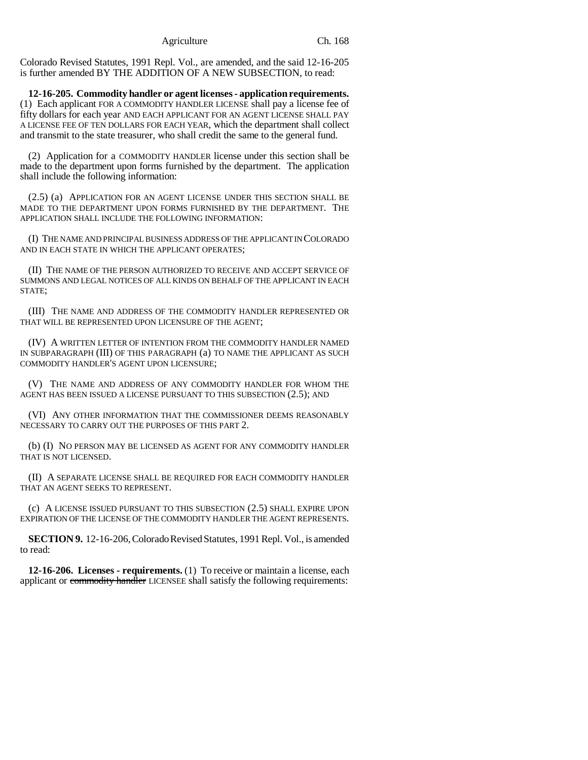Colorado Revised Statutes, 1991 Repl. Vol., are amended, and the said 12-16-205 is further amended BY THE ADDITION OF A NEW SUBSECTION, to read:

**12-16-205. Commodity handler or agent licenses - application requirements.** (1) Each applicant FOR A COMMODITY HANDLER LICENSE shall pay a license fee of fifty dollars for each year AND EACH APPLICANT FOR AN AGENT LICENSE SHALL PAY A LICENSE FEE OF TEN DOLLARS FOR EACH YEAR, which the department shall collect and transmit to the state treasurer, who shall credit the same to the general fund.

(2) Application for a COMMODITY HANDLER license under this section shall be made to the department upon forms furnished by the department. The application shall include the following information:

(2.5) (a) APPLICATION FOR AN AGENT LICENSE UNDER THIS SECTION SHALL BE MADE TO THE DEPARTMENT UPON FORMS FURNISHED BY THE DEPARTMENT. THE APPLICATION SHALL INCLUDE THE FOLLOWING INFORMATION:

(I) THE NAME AND PRINCIPAL BUSINESS ADDRESS OF THE APPLICANT IN COLORADO AND IN EACH STATE IN WHICH THE APPLICANT OPERATES;

(II) THE NAME OF THE PERSON AUTHORIZED TO RECEIVE AND ACCEPT SERVICE OF SUMMONS AND LEGAL NOTICES OF ALL KINDS ON BEHALF OF THE APPLICANT IN EACH STATE;

(III) THE NAME AND ADDRESS OF THE COMMODITY HANDLER REPRESENTED OR THAT WILL BE REPRESENTED UPON LICENSURE OF THE AGENT;

(IV) A WRITTEN LETTER OF INTENTION FROM THE COMMODITY HANDLER NAMED IN SUBPARAGRAPH (III) OF THIS PARAGRAPH (a) TO NAME THE APPLICANT AS SUCH COMMODITY HANDLER'S AGENT UPON LICENSURE;

(V) THE NAME AND ADDRESS OF ANY COMMODITY HANDLER FOR WHOM THE AGENT HAS BEEN ISSUED A LICENSE PURSUANT TO THIS SUBSECTION (2.5); AND

(VI) ANY OTHER INFORMATION THAT THE COMMISSIONER DEEMS REASONABLY NECESSARY TO CARRY OUT THE PURPOSES OF THIS PART 2.

(b) (I) NO PERSON MAY BE LICENSED AS AGENT FOR ANY COMMODITY HANDLER THAT IS NOT LICENSED.

(II) A SEPARATE LICENSE SHALL BE REQUIRED FOR EACH COMMODITY HANDLER THAT AN AGENT SEEKS TO REPRESENT.

(c) A LICENSE ISSUED PURSUANT TO THIS SUBSECTION (2.5) SHALL EXPIRE UPON EXPIRATION OF THE LICENSE OF THE COMMODITY HANDLER THE AGENT REPRESENTS.

**SECTION 9.** 12-16-206, Colorado Revised Statutes, 1991 Repl. Vol., is amended to read:

**12-16-206. Licenses - requirements.** (1) To receive or maintain a license, each applicant or ~~commodity handler~~ LICENSEE shall satisfy the following requirements: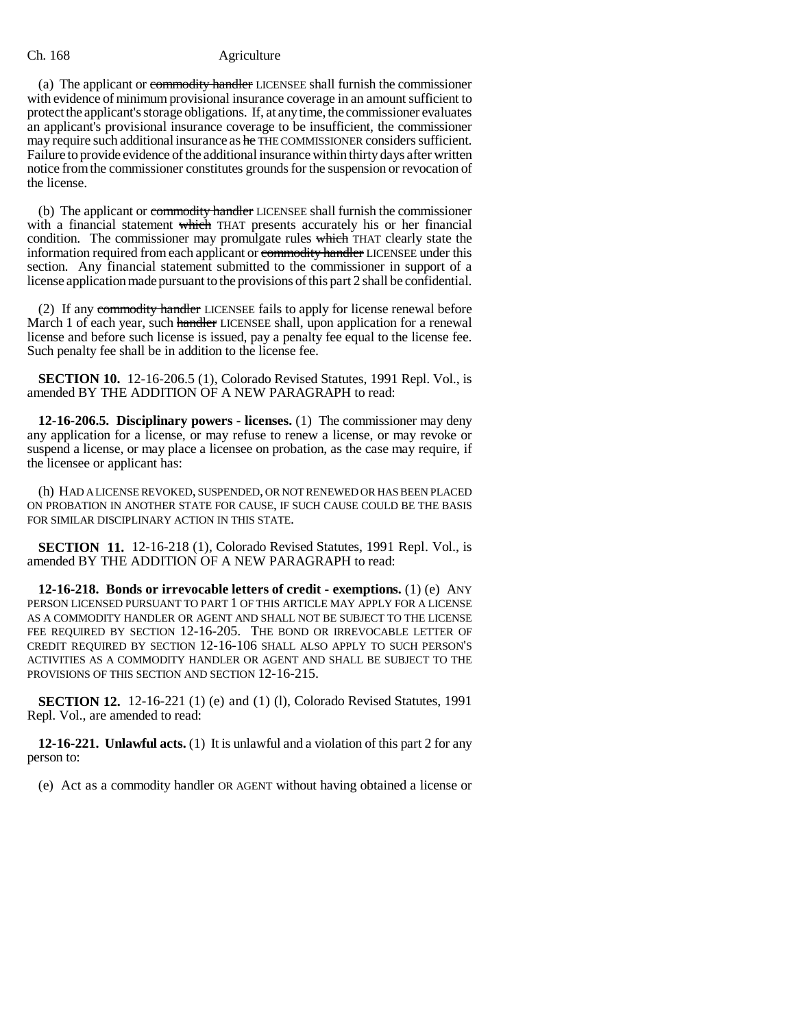(a) The applicant or ~~commodity handler~~ LICENSEE shall furnish the commissioner with evidence of minimum provisional insurance coverage in an amount sufficient to protect the applicant's storage obligations. If, at any time, the commissioner evaluates an applicant's provisional insurance coverage to be insufficient, the commissioner may require such additional insurance as ~~he~~ THE COMMISSIONER considers sufficient. Failure to provide evidence of the additional insurance within thirty days after written notice from the commissioner constitutes grounds for the suspension or revocation of the license.

(b) The applicant or ~~commodity handler~~ LICENSEE shall furnish the commissioner with a financial statement ~~which~~ THAT presents accurately his or her financial condition. The commissioner may promulgate rules ~~which~~ THAT clearly state the information required from each applicant or ~~commodity handler~~ LICENSEE under this section. Any financial statement submitted to the commissioner in support of a license application made pursuant to the provisions of this part 2 shall be confidential.

(2) If any ~~commodity handler~~ LICENSEE fails to apply for license renewal before March 1 of each year, such ~~handler~~ LICENSEE shall, upon application for a renewal license and before such license is issued, pay a penalty fee equal to the license fee. Such penalty fee shall be in addition to the license fee.

**SECTION 10.** 12-16-206.5 (1), Colorado Revised Statutes, 1991 Repl. Vol., is amended BY THE ADDITION OF A NEW PARAGRAPH to read:

**12-16-206.5. Disciplinary powers - licenses.** (1) The commissioner may deny any application for a license, or may refuse to renew a license, or may revoke or suspend a license, or may place a licensee on probation, as the case may require, if the licensee or applicant has:

(h) HAD A LICENSE REVOKED, SUSPENDED, OR NOT RENEWED OR HAS BEEN PLACED ON PROBATION IN ANOTHER STATE FOR CAUSE, IF SUCH CAUSE COULD BE THE BASIS FOR SIMILAR DISCIPLINARY ACTION IN THIS STATE.

**SECTION 11.** 12-16-218 (1), Colorado Revised Statutes, 1991 Repl. Vol., is amended BY THE ADDITION OF A NEW PARAGRAPH to read:

**12-16-218. Bonds or irrevocable letters of credit - exemptions.** (1) (e) ANY PERSON LICENSED PURSUANT TO PART 1 OF THIS ARTICLE MAY APPLY FOR A LICENSE AS A COMMODITY HANDLER OR AGENT AND SHALL NOT BE SUBJECT TO THE LICENSE FEE REQUIRED BY SECTION 12-16-205. THE BOND OR IRREVOCABLE LETTER OF CREDIT REQUIRED BY SECTION 12-16-106 SHALL ALSO APPLY TO SUCH PERSON'S ACTIVITIES AS A COMMODITY HANDLER OR AGENT AND SHALL BE SUBJECT TO THE PROVISIONS OF THIS SECTION AND SECTION 12-16-215.

**SECTION 12.** 12-16-221 (1) (e) and (1) (l), Colorado Revised Statutes, 1991 Repl. Vol., are amended to read:

**12-16-221. Unlawful acts.** (1) It is unlawful and a violation of this part 2 for any person to:

(e) Act as a commodity handler OR AGENT without having obtained a license or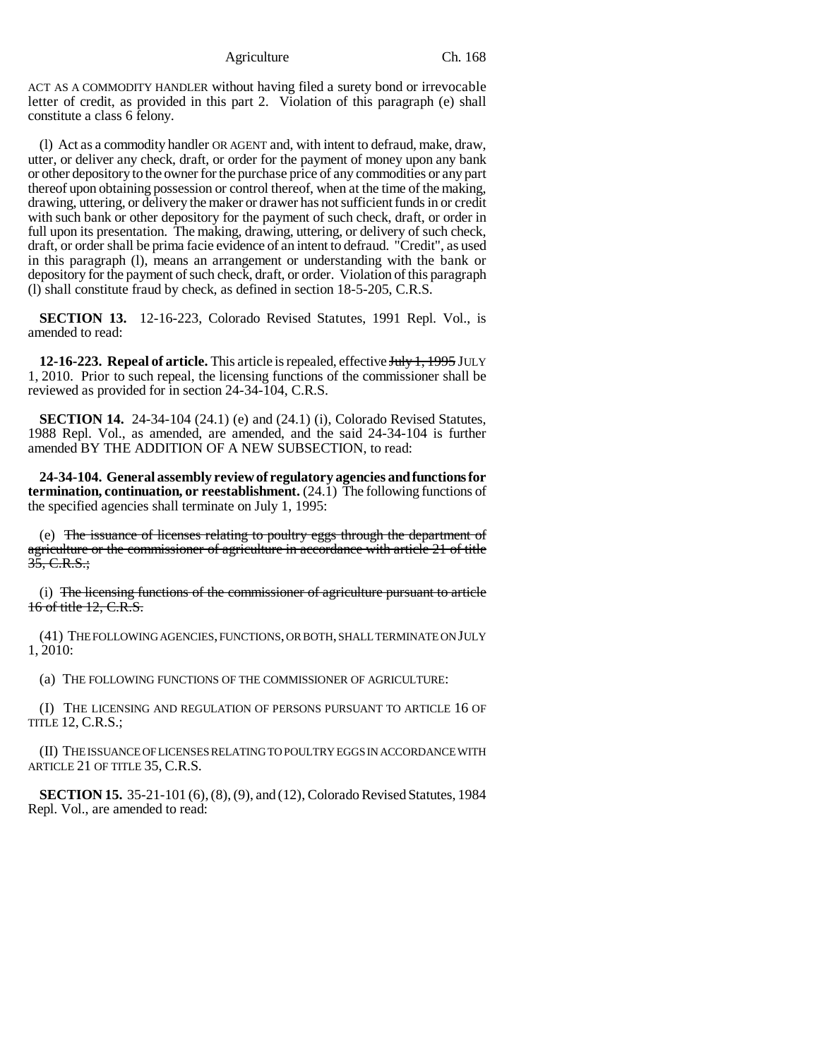ACT AS A COMMODITY HANDLER without having filed a surety bond or irrevocable letter of credit, as provided in this part 2. Violation of this paragraph (e) shall constitute a class 6 felony.

(l) Act as a commodity handler OR AGENT and, with intent to defraud, make, draw, utter, or deliver any check, draft, or order for the payment of money upon any bank or other depository to the owner for the purchase price of any commodities or any part thereof upon obtaining possession or control thereof, when at the time of the making, drawing, uttering, or delivery the maker or drawer has not sufficient funds in or credit with such bank or other depository for the payment of such check, draft, or order in full upon its presentation. The making, drawing, uttering, or delivery of such check, draft, or order shall be prima facie evidence of an intent to defraud. "Credit", as used in this paragraph (l), means an arrangement or understanding with the bank or depository for the payment of such check, draft, or order. Violation of this paragraph (l) shall constitute fraud by check, as defined in section 18-5-205, C.R.S.

**SECTION 13.** 12-16-223, Colorado Revised Statutes, 1991 Repl. Vol., is amended to read:

**12-16-223. Repeal of article.** This article is repealed, effective ~~July 1, 1995~~ JULY 1, 2010. Prior to such repeal, the licensing functions of the commissioner shall be reviewed as provided for in section 24-34-104, C.R.S.

**SECTION 14.** 24-34-104 (24.1) (e) and (24.1) (i), Colorado Revised Statutes, 1988 Repl. Vol., as amended, are amended, and the said 24-34-104 is further amended BY THE ADDITION OF A NEW SUBSECTION, to read:

**24-34-104. General assembly review of regulatory agencies and functions for termination, continuation, or reestablishment.** (24.1) The following functions of the specified agencies shall terminate on July 1, 1995:

(e) ~~The issuance of licenses relating to poultry eggs through the department of agriculture or the commissioner of agriculture in accordance with article 21 of title 35, C.R.S.;~~

(i) ~~The licensing functions of the commissioner of agriculture pursuant to article 16 of title 12, C.R.S.~~

(41) THE FOLLOWING AGENCIES, FUNCTIONS, OR BOTH, SHALL TERMINATE ON JULY 1, 2010:

(a) THE FOLLOWING FUNCTIONS OF THE COMMISSIONER OF AGRICULTURE:

(I) THE LICENSING AND REGULATION OF PERSONS PURSUANT TO ARTICLE 16 OF TITLE 12, C.R.S.;

(II) THE ISSUANCE OF LICENSES RELATING TO POULTRY EGGS IN ACCORDANCE WITH ARTICLE 21 OF TITLE 35, C.R.S.

**SECTION 15.** 35-21-101 (6), (8), (9), and (12), Colorado Revised Statutes, 1984 Repl. Vol., are amended to read: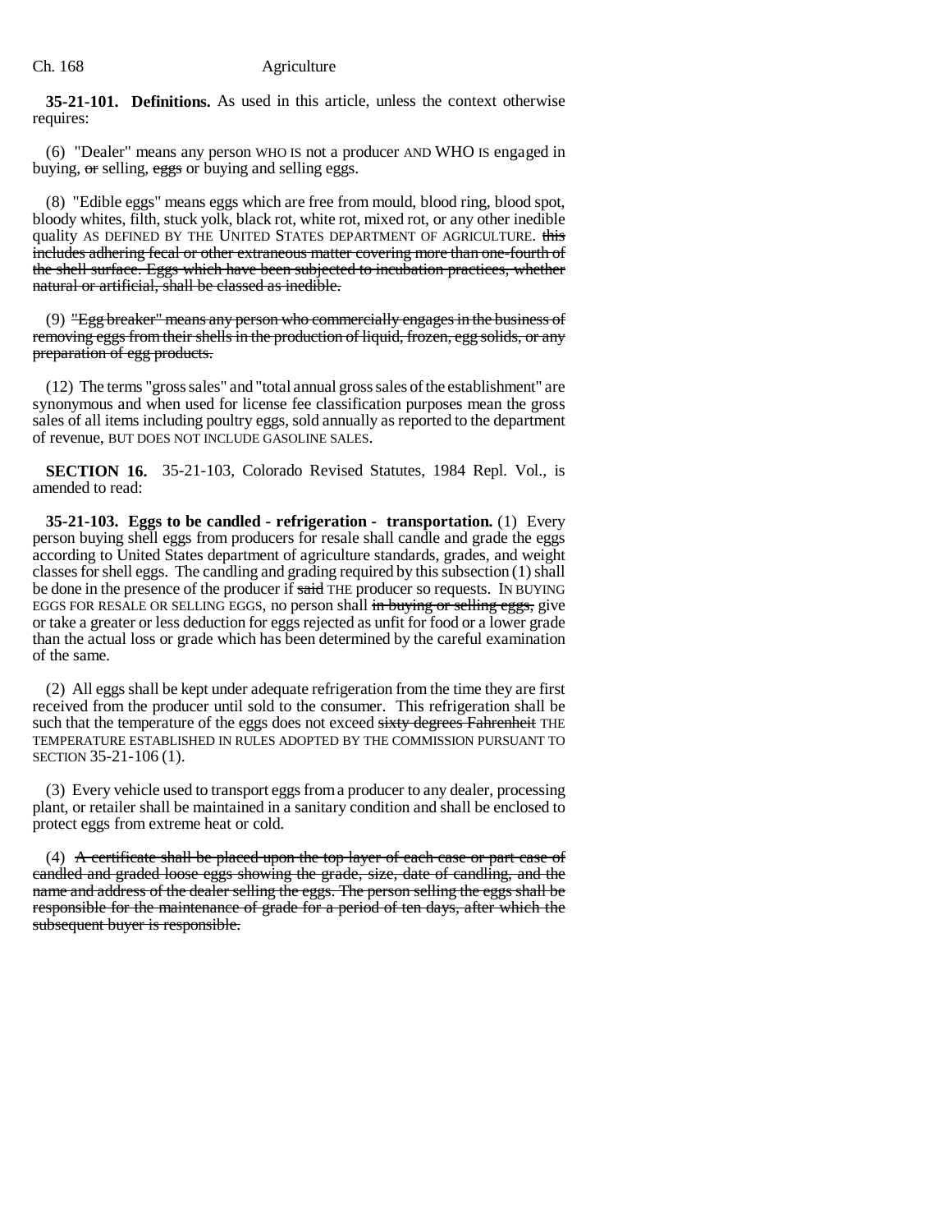**35-21-101. Definitions.** As used in this article, unless the context otherwise requires:

(6) "Dealer" means any person WHO IS not a producer AND WHO IS engaged in buying, ~~or~~ selling, ~~eggs~~ or buying and selling eggs.

(8) "Edible eggs" means eggs which are free from mould, blood ring, blood spot, bloody whites, filth, stuck yolk, black rot, white rot, mixed rot, or any other inedible quality AS DEFINED BY THE UNITED STATES DEPARTMENT OF AGRICULTURE. ~~this includes adhering fecal or other extraneous matter covering more than one-fourth of the shell surface. Eggs which have been subjected to incubation practices, whether natural or artificial, shall be classed as inedible.~~

(9) ~~"Egg breaker" means any person who commercially engages in the business of removing eggs from their shells in the production of liquid, frozen, egg solids, or any preparation of egg products.~~

(12) The terms "gross sales" and "total annual gross sales of the establishment" are synonymous and when used for license fee classification purposes mean the gross sales of all items including poultry eggs, sold annually as reported to the department of revenue, BUT DOES NOT INCLUDE GASOLINE SALES.

**SECTION 16.** 35-21-103, Colorado Revised Statutes, 1984 Repl. Vol., is amended to read:

**35-21-103. Eggs to be candled - refrigeration - transportation.** (1) Every person buying shell eggs from producers for resale shall candle and grade the eggs according to United States department of agriculture standards, grades, and weight classes for shell eggs. The candling and grading required by this subsection (1) shall be done in the presence of the producer if ~~said~~ THE producer so requests. IN BUYING EGGS FOR RESALE OR SELLING EGGS, no person shall ~~in buying or selling eggs,~~ give or take a greater or less deduction for eggs rejected as unfit for food or a lower grade than the actual loss or grade which has been determined by the careful examination of the same.

(2) All eggs shall be kept under adequate refrigeration from the time they are first received from the producer until sold to the consumer. This refrigeration shall be such that the temperature of the eggs does not exceed ~~sixty degrees Fahrenheit~~ THE TEMPERATURE ESTABLISHED IN RULES ADOPTED BY THE COMMISSION PURSUANT TO SECTION 35-21-106 (1).

(3) Every vehicle used to transport eggs from a producer to any dealer, processing plant, or retailer shall be maintained in a sanitary condition and shall be enclosed to protect eggs from extreme heat or cold.

(4) ~~A certificate shall be placed upon the top layer of each case or part case of candled and graded loose eggs showing the grade, size, date of candling, and the name and address of the dealer selling the eggs. The person selling the eggs shall be responsible for the maintenance of grade for a period of ten days, after which the subsequent buyer is responsible.~~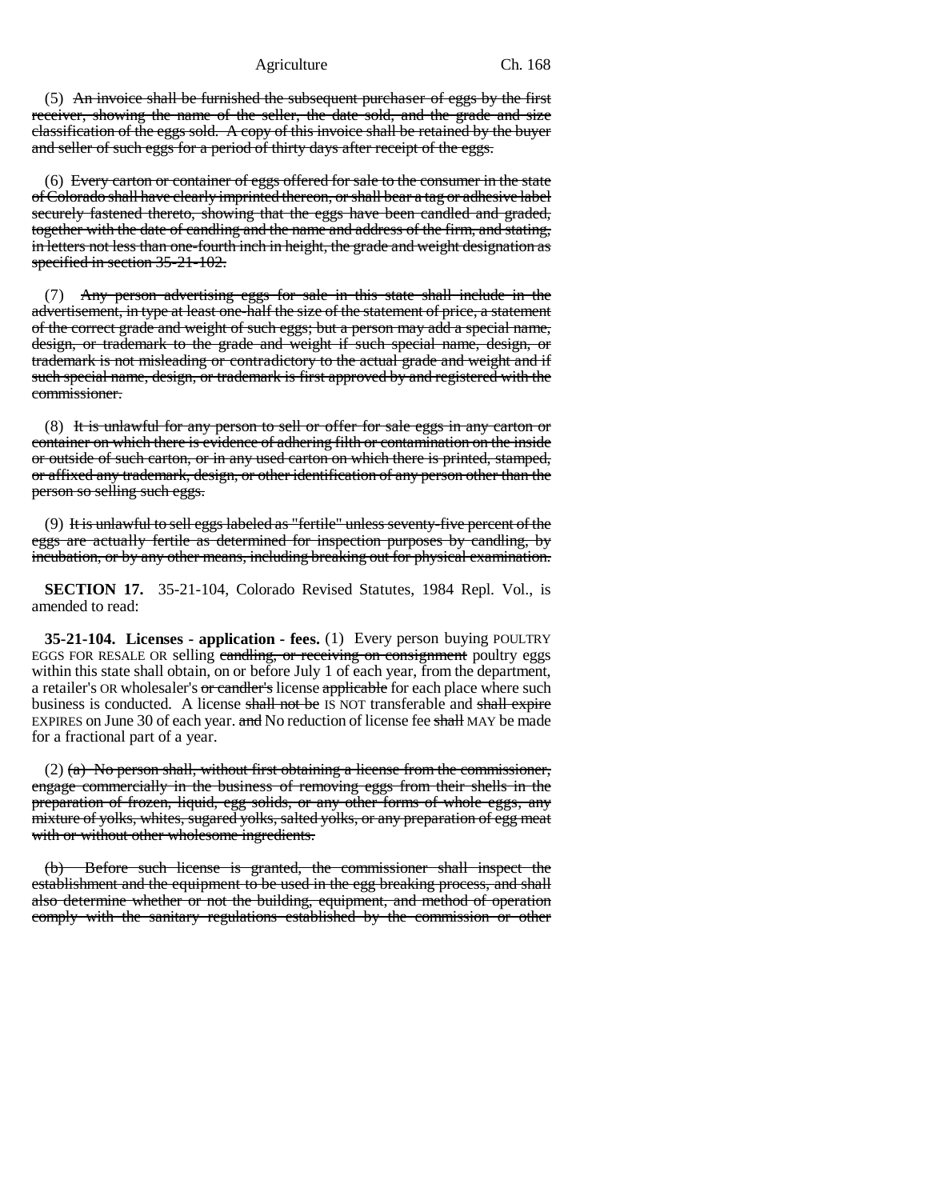(5) ~~An invoice shall be furnished the subsequent purchaser of eggs by the first receiver, showing the name of the seller, the date sold, and the grade and size classification of the eggs sold. A copy of this invoice shall be retained by the buyer and seller of such eggs for a period of thirty days after receipt of the eggs.~~

(6) ~~Every carton or container of eggs offered for sale to the consumer in the state of Colorado shall have clearly imprinted thereon, or shall bear a tag or adhesive label securely fastened thereto, showing that the eggs have been candled and graded, together with the date of candling and the name and address of the firm, and stating, in letters not less than one-fourth inch in height, the grade and weight designation as specified in section 35-21-102.~~

(7) ~~Any person advertising eggs for sale in this state shall include in the advertisement, in type at least one-half the size of the statement of price, a statement of the correct grade and weight of such eggs; but a person may add a special name, design, or trademark to the grade and weight if such special name, design, or trademark is not misleading or contradictory to the actual grade and weight and if such special name, design, or trademark is first approved by and registered with the commissioner.~~

(8) ~~It is unlawful for any person to sell or offer for sale eggs in any carton or container on which there is evidence of adhering filth or contamination on the inside or outside of such carton, or in any used carton on which there is printed, stamped, or affixed any trademark, design, or other identification of any person other than the person so selling such eggs.~~

(9) ~~It is unlawful to sell eggs labeled as "fertile" unless seventy-five percent of the eggs are actually fertile as determined for inspection purposes by candling, by incubation, or by any other means, including breaking out for physical examination.~~

**SECTION 17.** 35-21-104, Colorado Revised Statutes, 1984 Repl. Vol., is amended to read:

**35-21-104. Licenses - application - fees.** (1) Every person buying POULTRY EGGS FOR RESALE OR selling ~~candling, or receiving on consignment~~ poultry eggs within this state shall obtain, on or before July 1 of each year, from the department, a retailer's OR wholesaler's ~~or candler's~~ license ~~applicable~~ for each place where such business is conducted. A license ~~shall not be~~ IS NOT transferable and ~~shall expire~~ EXPIRES on June 30 of each year. ~~and~~ No reduction of license fee ~~shall~~ MAY be made for a fractional part of a year.

(2) ~~(a) No person shall, without first obtaining a license from the commissioner, engage commercially in the business of removing eggs from their shells in the preparation of frozen, liquid, egg solids, or any other forms of whole eggs, any mixture of yolks, whites, sugared yolks, salted yolks, or any preparation of egg meat with or without other wholesome ingredients.~~

~~(b) Before such license is granted, the commissioner shall inspect the establishment and the equipment to be used in the egg breaking process, and shall also determine whether or not the building, equipment, and method of operation comply with the sanitary regulations established by the commission or other~~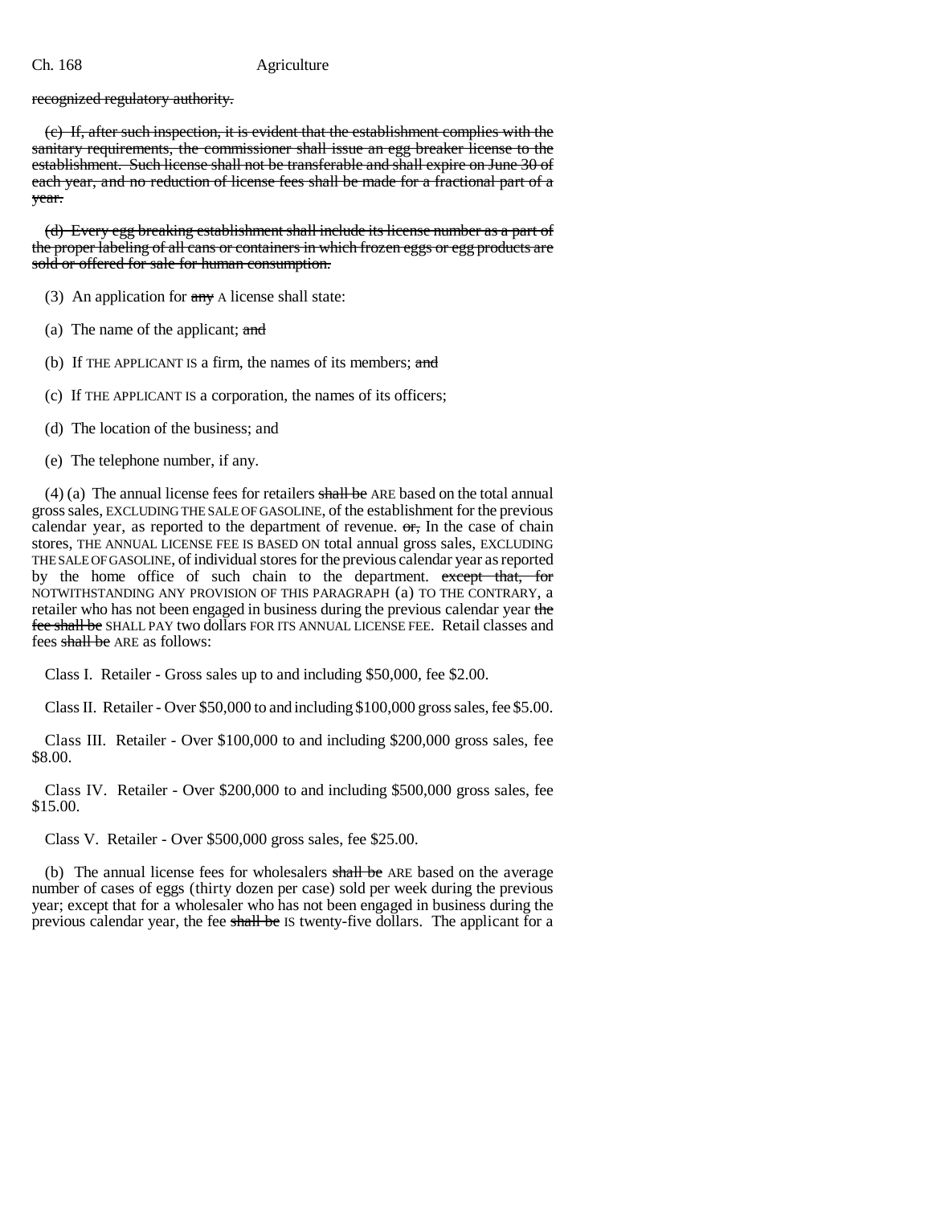recognized regulatory authority.

(c) If, after such inspection, it is evident that the establishment complies with the sanitary requirements, the commissioner shall issue an egg breaker license to the establishment. Such license shall not be transferable and shall expire on June 30 of each year, and no reduction of license fees shall be made for a fractional part of a year.

(d) Every egg breaking establishment shall include its license number as a part of the proper labeling of all cans or containers in which frozen eggs or egg products are sold or offered for sale for human consumption.

(3) An application for any A license shall state:

(a) The name of the applicant; and

(b) If THE APPLICANT IS a firm, the names of its members; and

(c) If THE APPLICANT IS a corporation, the names of its officers;

(d) The location of the business; and

(e) The telephone number, if any.

(4) (a) The annual license fees for retailers shall be ARE based on the total annual gross sales, EXCLUDING THE SALE OF GASOLINE, of the establishment for the previous calendar year, as reported to the department of revenue. or, In the case of chain stores, THE ANNUAL LICENSE FEE IS BASED ON total annual gross sales, EXCLUDING THE SALE OF GASOLINE, of individual stores for the previous calendar year as reported by the home office of such chain to the department. except that, for NOTWITHSTANDING ANY PROVISION OF THIS PARAGRAPH (a) TO THE CONTRARY, a retailer who has not been engaged in business during the previous calendar year the fee shall be SHALL PAY two dollars FOR ITS ANNUAL LICENSE FEE. Retail classes and fees shall be ARE as follows:

Class I. Retailer - Gross sales up to and including $50,000, fee $2.00.

Class II. Retailer - Over $50,000 to and including $100,000 gross sales, fee $5.00.

Class III. Retailer - Over $100,000 to and including $200,000 gross sales, fee $8.00.

Class IV. Retailer - Over $200,000 to and including $500,000 gross sales, fee $15.00.

Class V. Retailer - Over $500,000 gross sales, fee $25.00.

(b) The annual license fees for wholesalers shall be ARE based on the average number of cases of eggs (thirty dozen per case) sold per week during the previous year; except that for a wholesaler who has not been engaged in business during the previous calendar year, the fee shall be IS twenty-five dollars. The applicant for a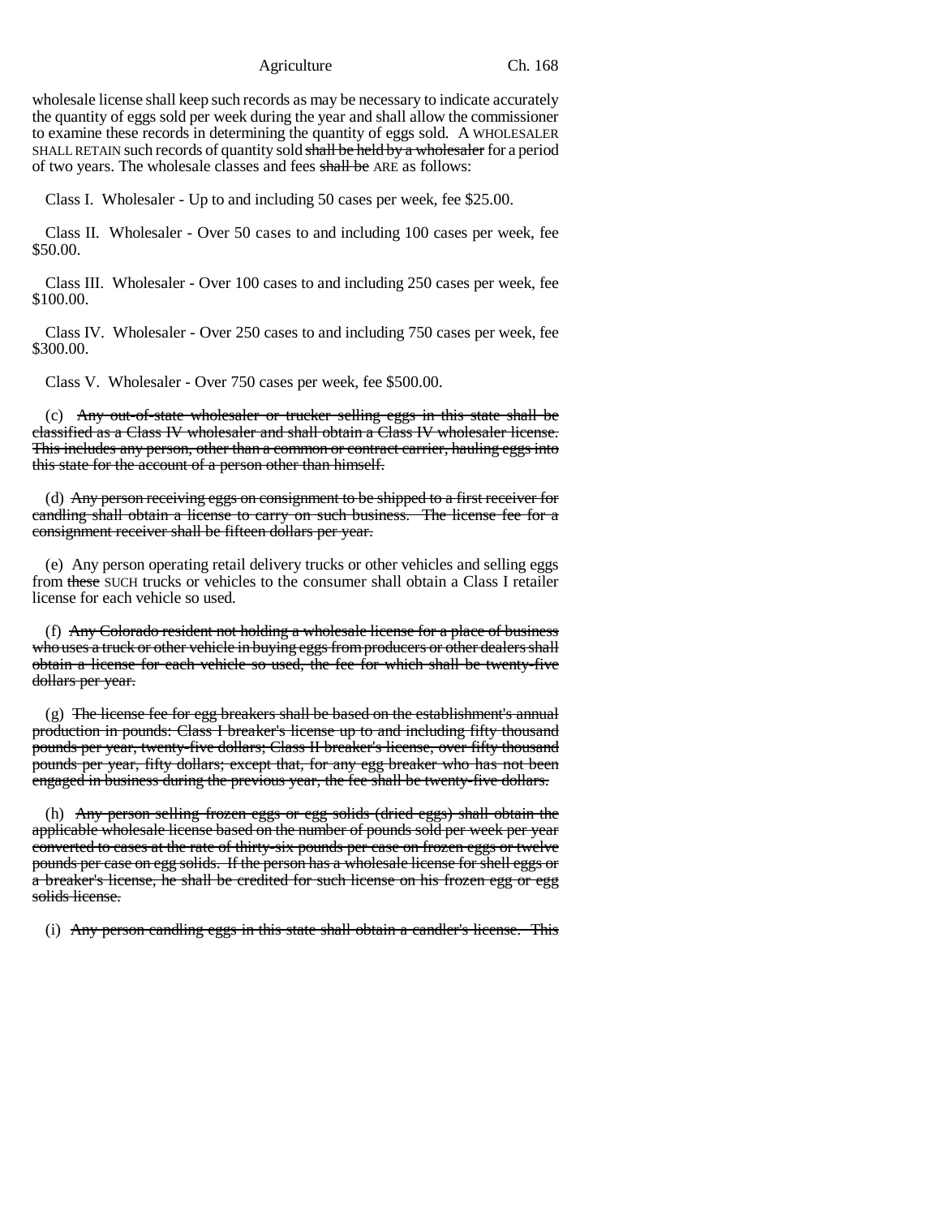wholesale license shall keep such records as may be necessary to indicate accurately the quantity of eggs sold per week during the year and shall allow the commissioner to examine these records in determining the quantity of eggs sold. A WHOLESALER SHALL RETAIN such records of quantity sold ~~shall be held by a wholesaler~~ for a period of two years. The wholesale classes and fees ~~shall be~~ ARE as follows:

Class I. Wholesaler - Up to and including 50 cases per week, fee $25.00.

Class II. Wholesaler - Over 50 cases to and including 100 cases per week, fee $50.00.

Class III. Wholesaler - Over 100 cases to and including 250 cases per week, fee $100.00.

Class IV. Wholesaler - Over 250 cases to and including 750 cases per week, fee $300.00.

Class V. Wholesaler - Over 750 cases per week, fee $500.00.

(c) ~~Any out-of-state wholesaler or trucker selling eggs in this state shall be classified as a Class IV wholesaler and shall obtain a Class IV wholesaler license. This includes any person, other than a common or contract carrier, hauling eggs into this state for the account of a person other than himself.~~

(d) ~~Any person receiving eggs on consignment to be shipped to a first receiver for candling shall obtain a license to carry on such business. The license fee for a consignment receiver shall be fifteen dollars per year.~~

(e) Any person operating retail delivery trucks or other vehicles and selling eggs from ~~these~~ SUCH trucks or vehicles to the consumer shall obtain a Class I retailer license for each vehicle so used.

(f) ~~Any Colorado resident not holding a wholesale license for a place of business who uses a truck or other vehicle in buying eggs from producers or other dealers shall obtain a license for each vehicle so used, the fee for which shall be twenty-five dollars per year.~~

(g) ~~The license fee for egg breakers shall be based on the establishment's annual production in pounds: Class I breaker's license up to and including fifty thousand pounds per year, twenty-five dollars; Class II breaker's license, over fifty thousand pounds per year, fifty dollars; except that, for any egg breaker who has not been engaged in business during the previous year, the fee shall be twenty-five dollars.~~

(h) ~~Any person selling frozen eggs or egg solids (dried eggs) shall obtain the applicable wholesale license based on the number of pounds sold per week per year converted to cases at the rate of thirty-six pounds per case on frozen eggs or twelve pounds per case on egg solids. If the person has a wholesale license for shell eggs or a breaker's license, he shall be credited for such license on his frozen egg or egg solids license.~~

(i) ~~Any person candling eggs in this state shall obtain a candler's license. This~~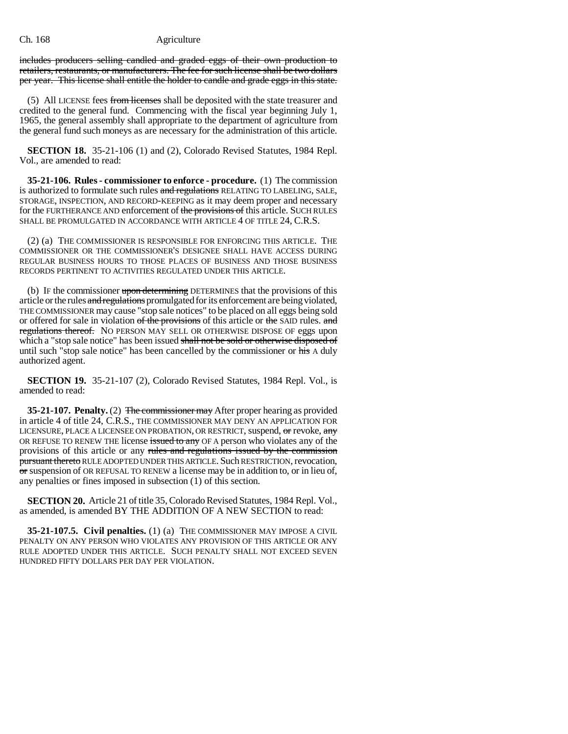includes producers selling candled and graded eggs of their own production to retailers, restaurants, or manufacturers. The fee for such license shall be two dollars per year. This license shall entitle the holder to candle and grade eggs in this state.

(5) All LICENSE fees from licenses shall be deposited with the state treasurer and credited to the general fund. Commencing with the fiscal year beginning July 1, 1965, the general assembly shall appropriate to the department of agriculture from the general fund such moneys as are necessary for the administration of this article.

**SECTION 18.** 35-21-106 (1) and (2), Colorado Revised Statutes, 1984 Repl. Vol., are amended to read:

**35-21-106. Rules - commissioner to enforce - procedure.** (1) The commission is authorized to formulate such rules and regulations RELATING TO LABELING, SALE, STORAGE, INSPECTION, AND RECORD-KEEPING as it may deem proper and necessary for the FURTHERANCE AND enforcement of the provisions of this article. SUCH RULES SHALL BE PROMULGATED IN ACCORDANCE WITH ARTICLE 4 OF TITLE 24, C.R.S.

(2) (a) THE COMMISSIONER IS RESPONSIBLE FOR ENFORCING THIS ARTICLE. THE COMMISSIONER OR THE COMMISSIONER'S DESIGNEE SHALL HAVE ACCESS DURING REGULAR BUSINESS HOURS TO THOSE PLACES OF BUSINESS AND THOSE BUSINESS RECORDS PERTINENT TO ACTIVITIES REGULATED UNDER THIS ARTICLE.

(b) IF the commissioner upon determining DETERMINES that the provisions of this article or the rules and regulations promulgated for its enforcement are being violated, THE COMMISSIONER may cause "stop sale notices" to be placed on all eggs being sold or offered for sale in violation of the provisions of this article or the SAID rules. and regulations thereof. NO PERSON MAY SELL OR OTHERWISE DISPOSE OF eggs upon which a "stop sale notice" has been issued shall not be sold or otherwise disposed of until such "stop sale notice" has been cancelled by the commissioner or his A duly authorized agent.

**SECTION 19.** 35-21-107 (2), Colorado Revised Statutes, 1984 Repl. Vol., is amended to read:

**35-21-107. Penalty.** (2) The commissioner may After proper hearing as provided in article 4 of title 24, C.R.S., THE COMMISSIONER MAY DENY AN APPLICATION FOR LICENSURE, PLACE A LICENSEE ON PROBATION, OR RESTRICT, suspend, or revoke, any OR REFUSE TO RENEW THE license issued to any OF A person who violates any of the provisions of this article or any rules and regulations issued by the commission pursuant thereto RULE ADOPTED UNDER THIS ARTICLE. Such RESTRICTION, revocation, or suspension of OR REFUSAL TO RENEW a license may be in addition to, or in lieu of, any penalties or fines imposed in subsection (1) of this section.

**SECTION 20.** Article 21 of title 35, Colorado Revised Statutes, 1984 Repl. Vol., as amended, is amended BY THE ADDITION OF A NEW SECTION to read:

**35-21-107.5. Civil penalties.** (1) (a) THE COMMISSIONER MAY IMPOSE A CIVIL PENALTY ON ANY PERSON WHO VIOLATES ANY PROVISION OF THIS ARTICLE OR ANY RULE ADOPTED UNDER THIS ARTICLE. SUCH PENALTY SHALL NOT EXCEED SEVEN HUNDRED FIFTY DOLLARS PER DAY PER VIOLATION.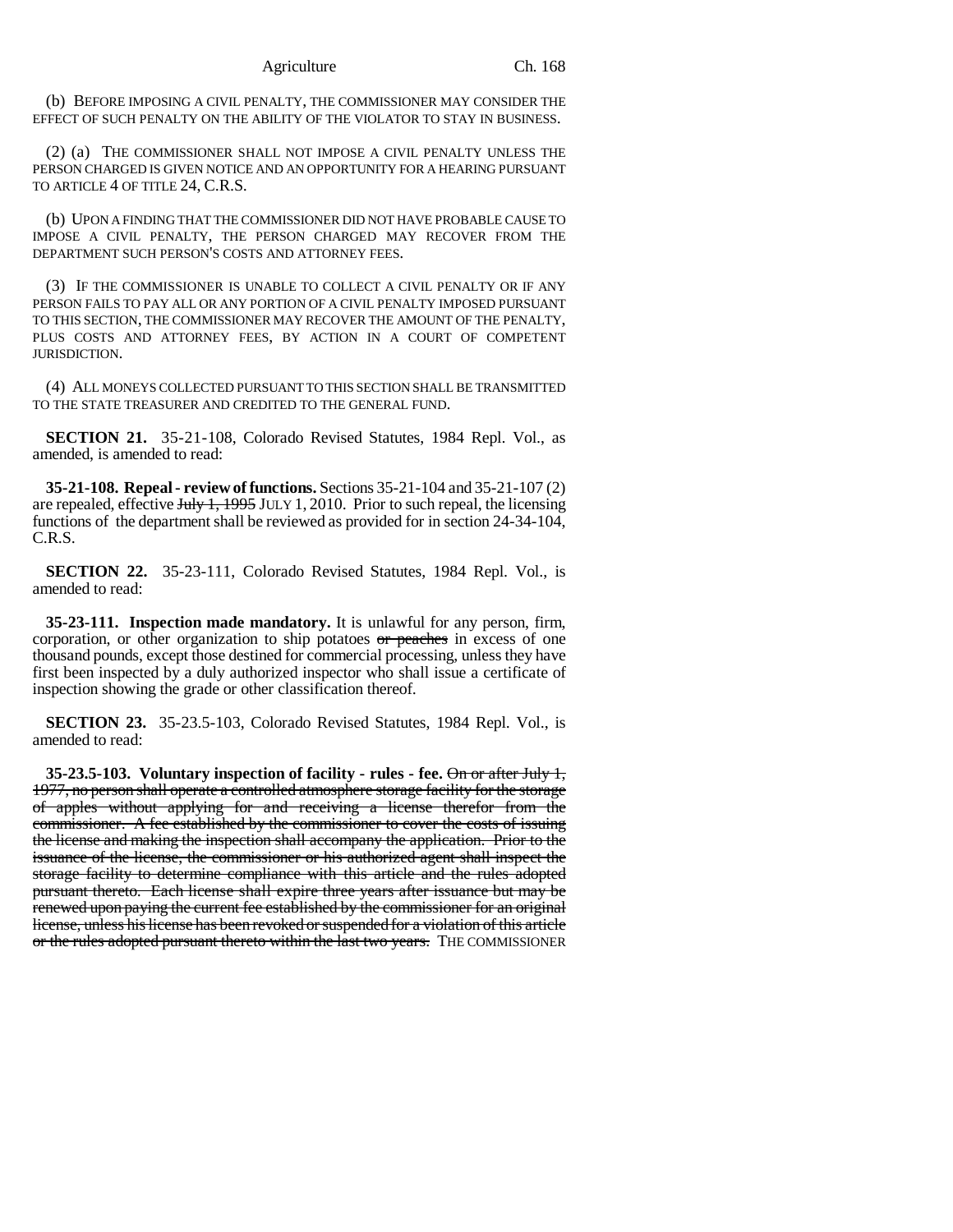(b) BEFORE IMPOSING A CIVIL PENALTY, THE COMMISSIONER MAY CONSIDER THE EFFECT OF SUCH PENALTY ON THE ABILITY OF THE VIOLATOR TO STAY IN BUSINESS.

(2) (a) THE COMMISSIONER SHALL NOT IMPOSE A CIVIL PENALTY UNLESS THE PERSON CHARGED IS GIVEN NOTICE AND AN OPPORTUNITY FOR A HEARING PURSUANT TO ARTICLE 4 OF TITLE 24, C.R.S.

(b) UPON A FINDING THAT THE COMMISSIONER DID NOT HAVE PROBABLE CAUSE TO IMPOSE A CIVIL PENALTY, THE PERSON CHARGED MAY RECOVER FROM THE DEPARTMENT SUCH PERSON'S COSTS AND ATTORNEY FEES.

(3) IF THE COMMISSIONER IS UNABLE TO COLLECT A CIVIL PENALTY OR IF ANY PERSON FAILS TO PAY ALL OR ANY PORTION OF A CIVIL PENALTY IMPOSED PURSUANT TO THIS SECTION, THE COMMISSIONER MAY RECOVER THE AMOUNT OF THE PENALTY, PLUS COSTS AND ATTORNEY FEES, BY ACTION IN A COURT OF COMPETENT JURISDICTION.

(4) ALL MONEYS COLLECTED PURSUANT TO THIS SECTION SHALL BE TRANSMITTED TO THE STATE TREASURER AND CREDITED TO THE GENERAL FUND.

**SECTION 21.** 35-21-108, Colorado Revised Statutes, 1984 Repl. Vol., as amended, is amended to read:

**35-21-108. Repeal - review of functions.** Sections 35-21-104 and 35-21-107 (2) are repealed, effective ~~July 1, 1995~~ JULY 1, 2010. Prior to such repeal, the licensing functions of the department shall be reviewed as provided for in section 24-34-104, C.R.S.

**SECTION 22.** 35-23-111, Colorado Revised Statutes, 1984 Repl. Vol., is amended to read:

**35-23-111. Inspection made mandatory.** It is unlawful for any person, firm, corporation, or other organization to ship potatoes ~~or peaches~~ in excess of one thousand pounds, except those destined for commercial processing, unless they have first been inspected by a duly authorized inspector who shall issue a certificate of inspection showing the grade or other classification thereof.

**SECTION 23.** 35-23.5-103, Colorado Revised Statutes, 1984 Repl. Vol., is amended to read:

**35-23.5-103. Voluntary inspection of facility - rules - fee.** ~~On or after July 1, 1977, no person shall operate a controlled atmosphere storage facility for the storage of apples without applying for and receiving a license therefor from the commissioner. A fee established by the commissioner to cover the costs of issuing the license and making the inspection shall accompany the application. Prior to the issuance of the license, the commissioner or his authorized agent shall inspect the storage facility to determine compliance with this article and the rules adopted pursuant thereto. Each license shall expire three years after issuance but may be renewed upon paying the current fee established by the commissioner for an original license, unless his license has been revoked or suspended for a violation of this article or the rules adopted pursuant thereto within the last two years.~~ THE COMMISSIONER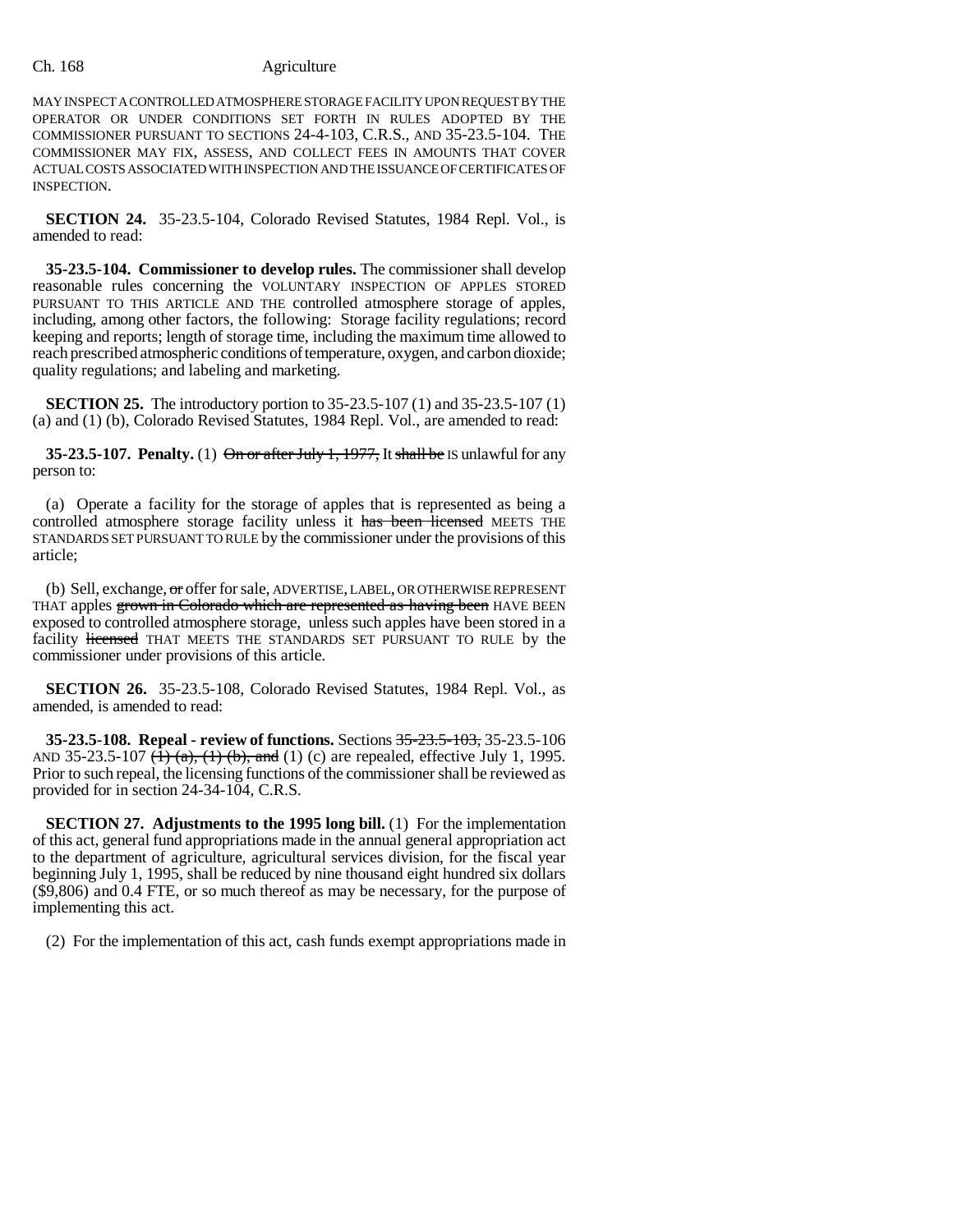MAY INSPECT A CONTROLLED ATMOSPHERE STORAGE FACILITY UPON REQUEST BY THE OPERATOR OR UNDER CONDITIONS SET FORTH IN RULES ADOPTED BY THE COMMISSIONER PURSUANT TO SECTIONS 24-4-103, C.R.S., AND 35-23.5-104. THE COMMISSIONER MAY FIX, ASSESS, AND COLLECT FEES IN AMOUNTS THAT COVER ACTUAL COSTS ASSOCIATED WITH INSPECTION AND THE ISSUANCE OF CERTIFICATES OF INSPECTION.

**SECTION 24.** 35-23.5-104, Colorado Revised Statutes, 1984 Repl. Vol., is amended to read:

**35-23.5-104. Commissioner to develop rules.** The commissioner shall develop reasonable rules concerning the VOLUNTARY INSPECTION OF APPLES STORED PURSUANT TO THIS ARTICLE AND THE controlled atmosphere storage of apples, including, among other factors, the following: Storage facility regulations; record keeping and reports; length of storage time, including the maximum time allowed to reach prescribed atmospheric conditions of temperature, oxygen, and carbon dioxide; quality regulations; and labeling and marketing.

**SECTION 25.** The introductory portion to 35-23.5-107 (1) and 35-23.5-107 (1) (a) and (1) (b), Colorado Revised Statutes, 1984 Repl. Vol., are amended to read:

**35-23.5-107. Penalty.** (1) ~~On or after July 1, 1977,~~ It ~~shall be~~ IS unlawful for any person to:

(a) Operate a facility for the storage of apples that is represented as being a controlled atmosphere storage facility unless it ~~has been licensed~~ MEETS THE STANDARDS SET PURSUANT TO RULE by the commissioner under the provisions of this article;

(b) Sell, exchange, ~~or~~ offer for sale, ADVERTISE, LABEL, OR OTHERWISE REPRESENT THAT apples ~~grown in Colorado which are represented as having been~~ HAVE BEEN exposed to controlled atmosphere storage, unless such apples have been stored in a facility ~~licensed~~ THAT MEETS THE STANDARDS SET PURSUANT TO RULE by the commissioner under provisions of this article.

**SECTION 26.** 35-23.5-108, Colorado Revised Statutes, 1984 Repl. Vol., as amended, is amended to read:

**35-23.5-108. Repeal - review of functions.** Sections ~~35-23.5-103,~~ 35-23.5-106 AND 35-23.5-107 ~~(1) (a), (1) (b), and~~ (1) (c) are repealed, effective July 1, 1995. Prior to such repeal, the licensing functions of the commissioner shall be reviewed as provided for in section 24-34-104, C.R.S.

**SECTION 27. Adjustments to the 1995 long bill.** (1) For the implementation of this act, general fund appropriations made in the annual general appropriation act to the department of agriculture, agricultural services division, for the fiscal year beginning July 1, 1995, shall be reduced by nine thousand eight hundred six dollars ($9,806) and 0.4 FTE, or so much thereof as may be necessary, for the purpose of implementing this act.

(2) For the implementation of this act, cash funds exempt appropriations made in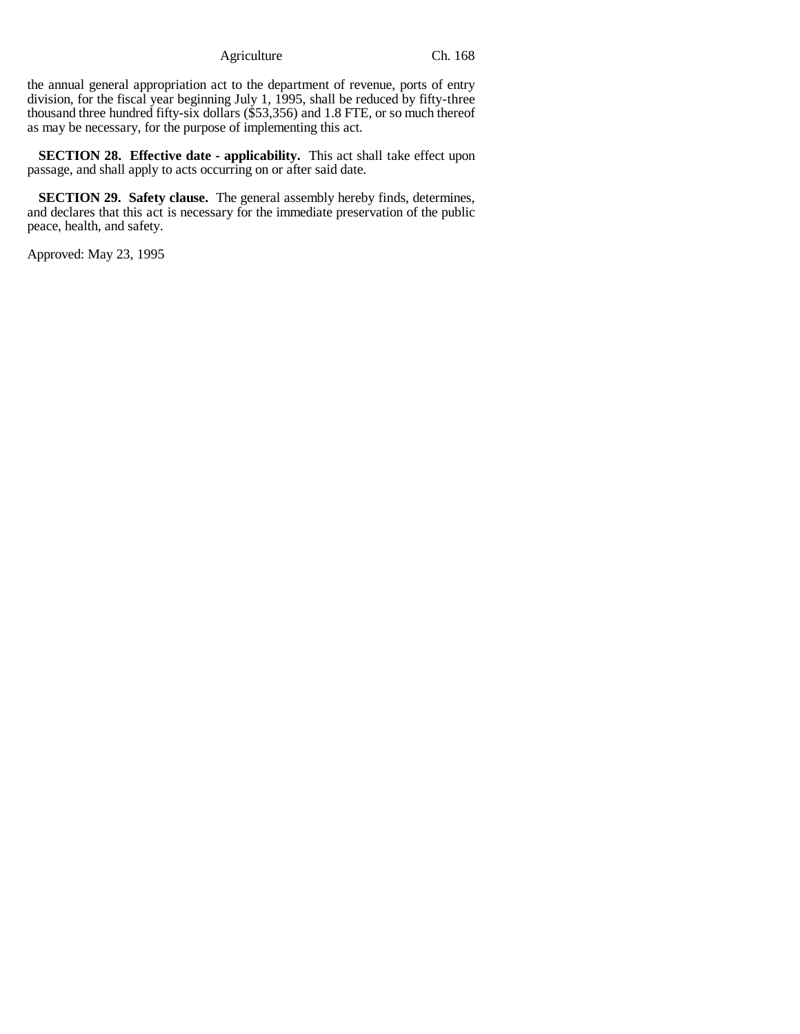the annual general appropriation act to the department of revenue, ports of entry division, for the fiscal year beginning July 1, 1995, shall be reduced by fifty-three thousand three hundred fifty-six dollars ($53,356) and 1.8 FTE, or so much thereof as may be necessary, for the purpose of implementing this act.

**SECTION 28. Effective date - applicability.** This act shall take effect upon passage, and shall apply to acts occurring on or after said date.

**SECTION 29. Safety clause.** The general assembly hereby finds, determines, and declares that this act is necessary for the immediate preservation of the public peace, health, and safety.

Approved: May 23, 1995